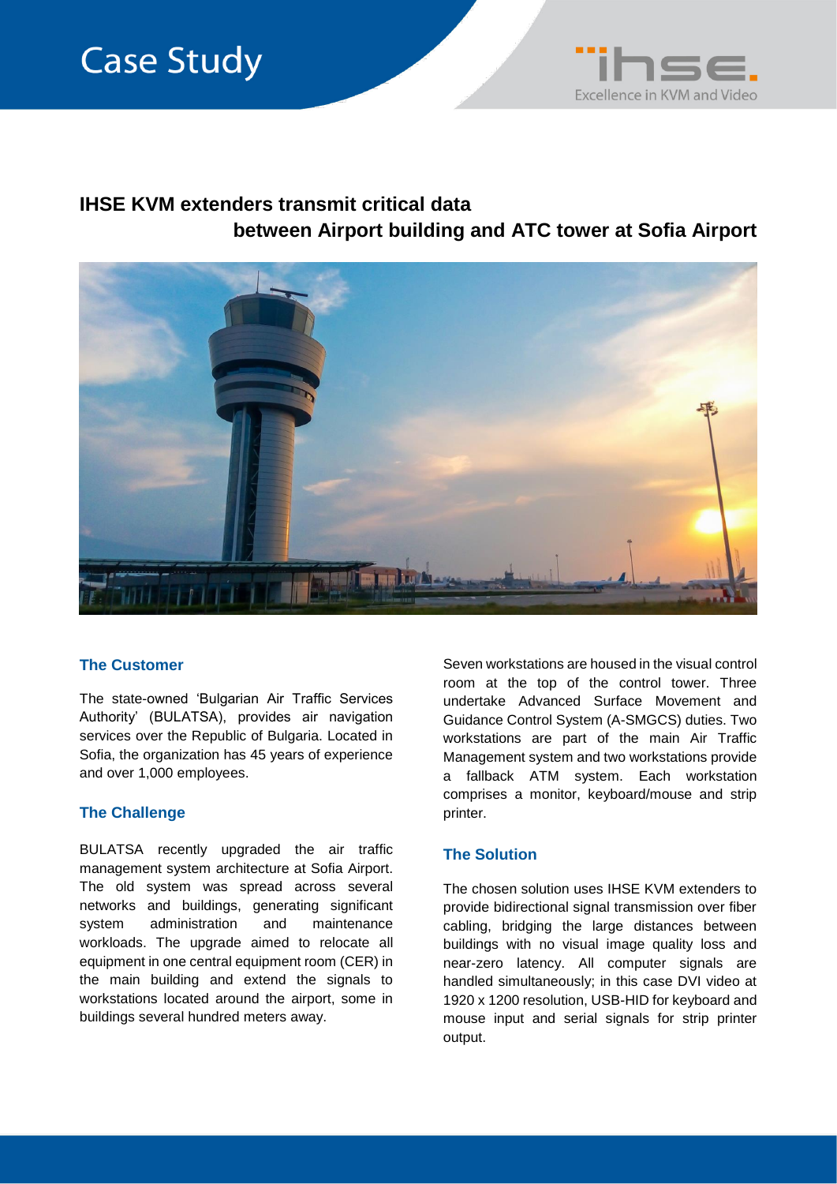Case Study

# IHSE KVM extenders transmit critical data between Airport building and ATC tower at Sofia Airport

## The Customer

The state-owned 'Bulgarian Air Traffic Services Authority' (BULATSA), provides air navigation services over the Republic of Bulgaria. Located in Sofia, the organization has 45 years of experience and over 1,000 employees.

## The Challenge

BULATSA recently upgraded the air traffic management system architecture at Sofia Airport. The old system was spread across several networks and buildings, generating significant system administration and maintenance workloads. The upgrade aimed to relocate all equipment in one central equipment room (CER) in the main building and extend the signals to workstations located around the airport, some in buildings several hundred meters away.

Seven workstations are housed in the visual control room at the top of the control tower. Three undertake Advanced Surface Movement and Guidance Control System (A-SMGCS) duties. Two workstations are part of the main Air Traffic Management system and two workstations provide a fallback ATM system. Each workstation comprises a monitor, keyboard/mouse and strip printer.

## The Solution

The chosen solution uses IHSE KVM extenders to provide bidirectional signal transmission over fiber cabling, bridging the large distances between buildings with no visual image quality loss and near-zero latency. All computer signals are handled simultaneously; in this case DVI video at 1920 x 1200 resolution, USB-HID for keyboard and mouse input and serial signals for strip printer output.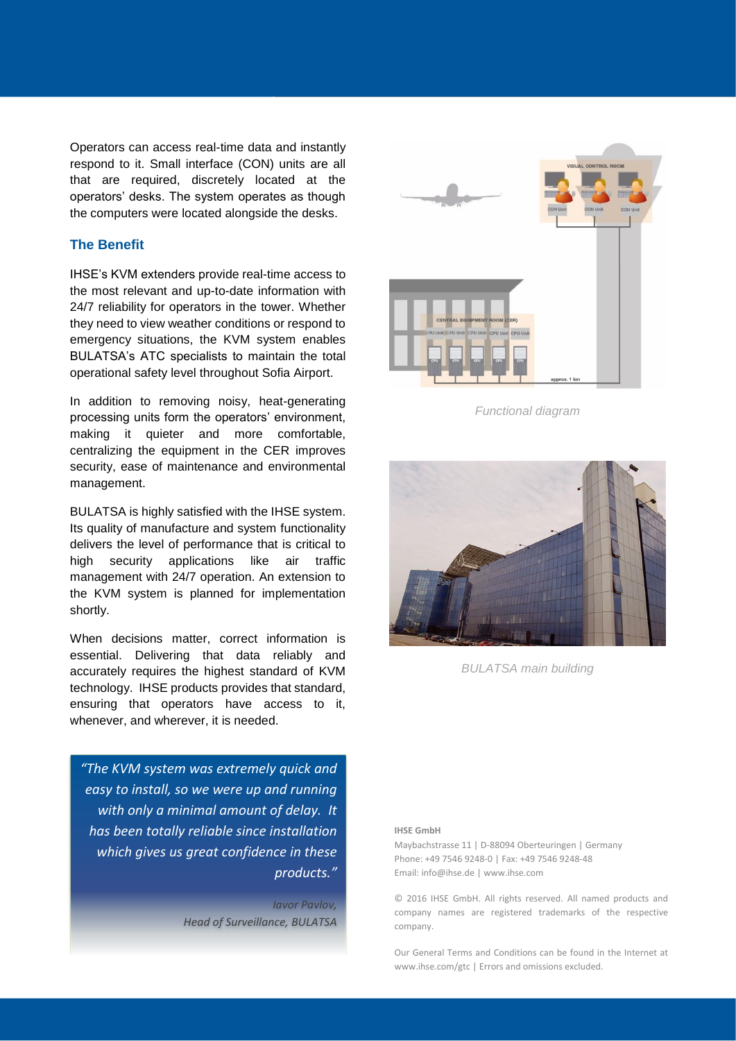Operators can access real-time data and instantly respond to it. Small interface (CON) units are all that are required, discretely located at the operators' desks. The system operates as though the computers were located alongside the desks.

## The Benefit

IHSE's KVM extenders provide real-time access to the most relevant and up-to-date information with 24/7 reliability for operators in the tower. Whether they need to view weather conditions or respond to emergency situations, the KVM system enables BULATSA's ATC specialists to maintain the total operational safety level throughout Sofia Airport.

In addition to removing noisy, heat-generating processing units form the operators' environment, making it quieter and more comfortable, centralizing the equipment in the CER improves security, ease of maintenance and environmental management.

BULATSA is highly satisfied with the IHSE system. Its quality of manufacture and system functionality delivers the level of performance that is critical to high security applications like air traffic management with 24/7 operation. An extension to the KVM system is planned for implementation shortly.

When decisions matter, correct information is essential. Delivering that data reliably and accurately requires the highest standard of KVM technology. IHSE products provides that standard, ensuring that operators have access to it, whenever, and wherever, it is needed.

*"The KVM system was extremely quick and easy to install, so we were up and running with only a minimal amount of delay. It has been totally reliable since installation which gives us great confidence in these products."*

*Iavor Pavlov,*
*Head of Surveillance, BULATSA*

VISUAL CONTROL ROOM

CON Unit
CON Unit
CON Unit

CENTRAL EQUIPMENT ROOM (CER)

CPU Unit
CPU Unit
CPU Unit
CPU Unit
CPU Unit

CPU
CPU
CPU
CPU
CPU

approx. 1 km

*Functional diagram*

*BULATSA main building*

**IHSE GmbH**
Maybachstrasse 11 | D-88094 Oberteuringen | Germany
Phone: +49 7546 9248-0 | Fax: +49 7546 9248-48
Email: info@ihse.de | www.ihse.com

© 2016 IHSE GmbH. All rights reserved. All named products and company names are registered trademarks of the respective company.

Our General Terms and Conditions can be found in the Internet at www.ihse.com/gtc | Errors and omissions excluded.